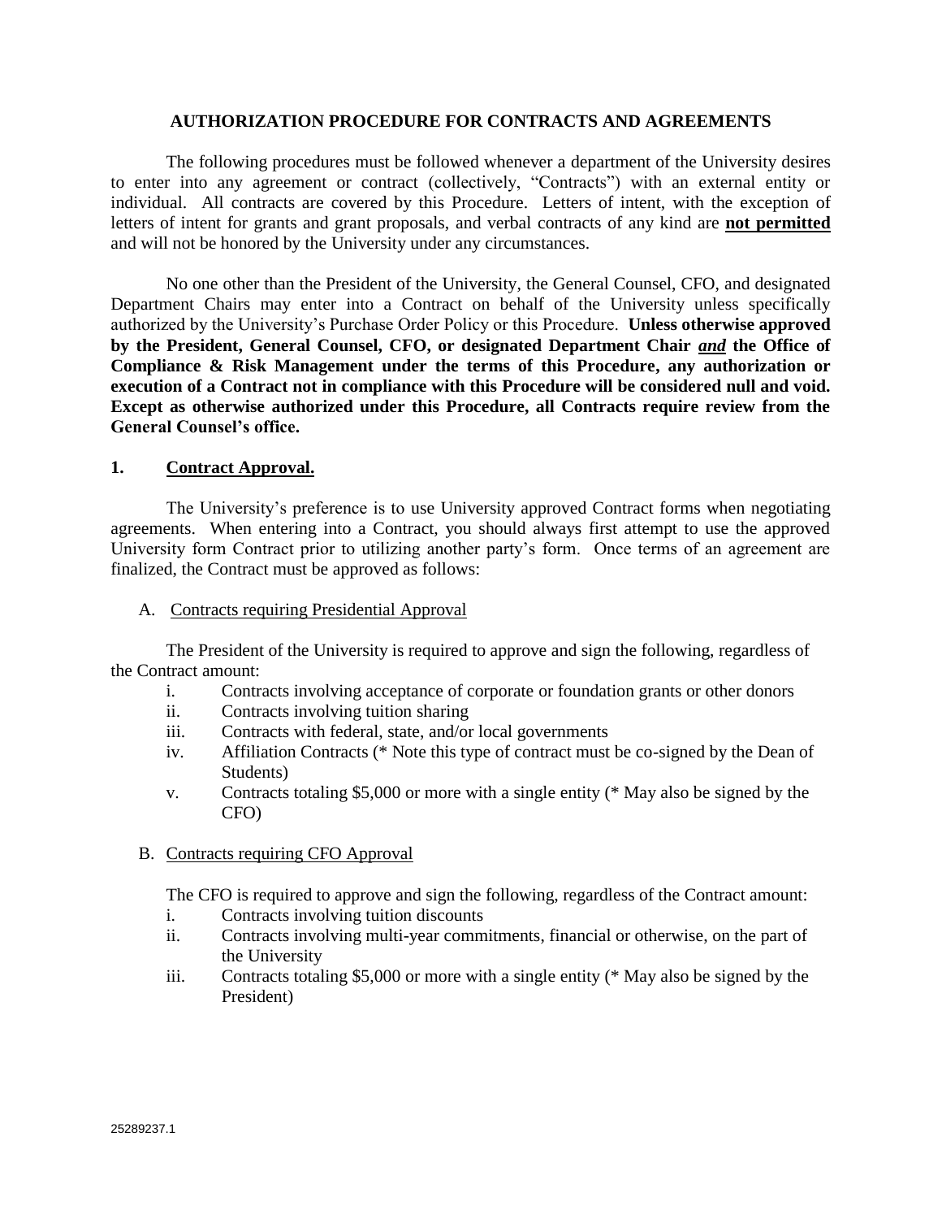# AUTHORIZATION PROCEDURE FOR CONTRACTS AND AGREEMENTS

The following procedures must be followed whenever a department of the University desires to enter into any agreement or contract (collectively, "Contracts") with an external entity or individual. All contracts are covered by this Procedure. Letters of intent, with the exception of letters of intent for grants and grant proposals, and verbal contracts of any kind are <u>**not permitted**</u> and will not be honored by the University under any circumstances.

No one other than the President of the University, the General Counsel, CFO, and designated Department Chairs may enter into a Contract on behalf of the University unless specifically authorized by the University's Purchase Order Policy or this Procedure. **Unless otherwise approved by the President, General Counsel, CFO, or designated Department Chair *<u>and</u>* the Office of Compliance & Risk Management under the terms of this Procedure, any authorization or execution of a Contract not in compliance with this Procedure will be considered null and void. Except as otherwise authorized under this Procedure, all Contracts require review from the General Counsel's office.**

## 1. <u>Contract Approval.</u>

The University's preference is to use University approved Contract forms when negotiating agreements. When entering into a Contract, you should always first attempt to use the approved University form Contract prior to utilizing another party's form. Once terms of an agreement are finalized, the Contract must be approved as follows:

### A. <u>Contracts requiring Presidential Approval</u>

The President of the University is required to approve and sign the following, regardless of the Contract amount:

- i. Contracts involving acceptance of corporate or foundation grants or other donors
- ii. Contracts involving tuition sharing
- iii. Contracts with federal, state, and/or local governments
- iv. Affiliation Contracts (* Note this type of contract must be co-signed by the Dean of Students)
- v. Contracts totaling $5,000 or more with a single entity (* May also be signed by the CFO)

### B. <u>Contracts requiring CFO Approval</u>

The CFO is required to approve and sign the following, regardless of the Contract amount:

- i. Contracts involving tuition discounts
- ii. Contracts involving multi-year commitments, financial or otherwise, on the part of the University
- iii. Contracts totaling $5,000 or more with a single entity (* May also be signed by the President)

25289237.1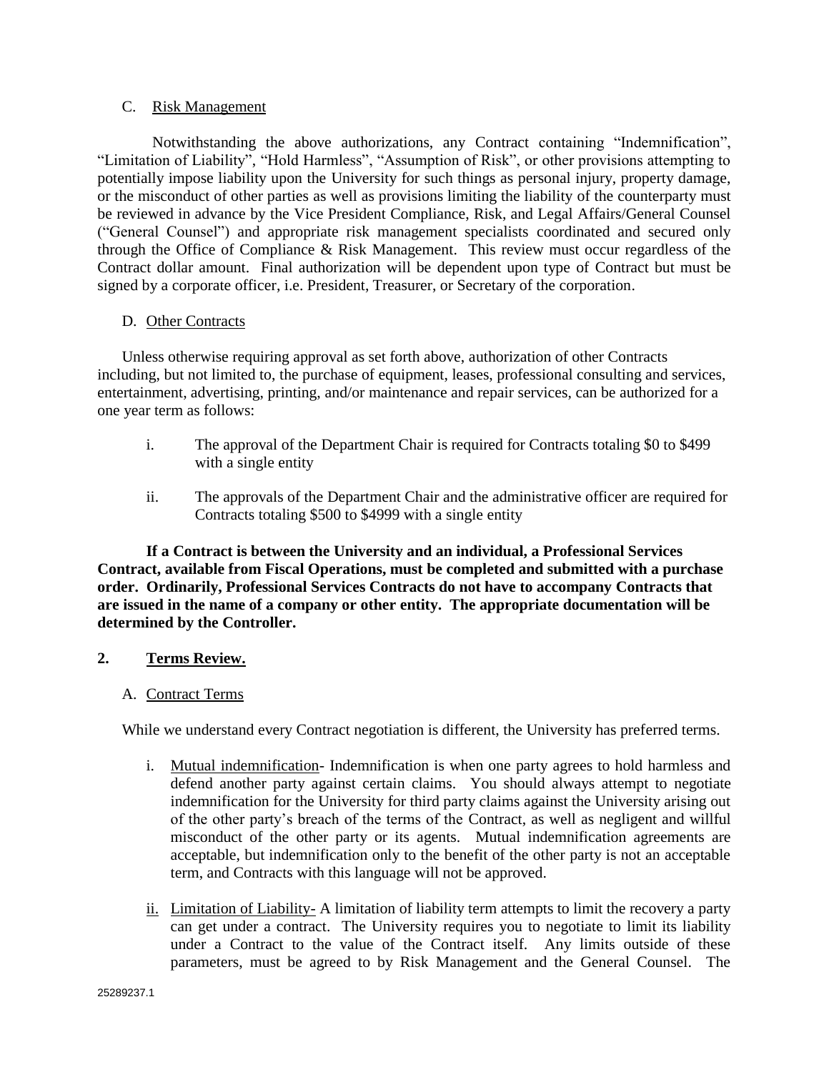C. <u>Risk Management</u>

Notwithstanding the above authorizations, any Contract containing "Indemnification", "Limitation of Liability", "Hold Harmless", "Assumption of Risk", or other provisions attempting to potentially impose liability upon the University for such things as personal injury, property damage, or the misconduct of other parties as well as provisions limiting the liability of the counterparty must be reviewed in advance by the Vice President Compliance, Risk, and Legal Affairs/General Counsel ("General Counsel") and appropriate risk management specialists coordinated and secured only through the Office of Compliance & Risk Management. This review must occur regardless of the Contract dollar amount. Final authorization will be dependent upon type of Contract but must be signed by a corporate officer, i.e. President, Treasurer, or Secretary of the corporation.

D. <u>Other Contracts</u>

Unless otherwise requiring approval as set forth above, authorization of other Contracts including, but not limited to, the purchase of equipment, leases, professional consulting and services, entertainment, advertising, printing, and/or maintenance and repair services, can be authorized for a one year term as follows:

i. The approval of the Department Chair is required for Contracts totaling $0 to $499 with a single entity

ii. The approvals of the Department Chair and the administrative officer are required for Contracts totaling $500 to $4999 with a single entity

**If a Contract is between the University and an individual, a Professional Services Contract, available from Fiscal Operations, must be completed and submitted with a purchase order. Ordinarily, Professional Services Contracts do not have to accompany Contracts that are issued in the name of a company or other entity. The appropriate documentation will be determined by the Controller.**

**2. <u>Terms Review.</u>**

A. <u>Contract Terms</u>

While we understand every Contract negotiation is different, the University has preferred terms.

i. <u>Mutual indemnification</u>- Indemnification is when one party agrees to hold harmless and defend another party against certain claims. You should always attempt to negotiate indemnification for the University for third party claims against the University arising out of the other party's breach of the terms of the Contract, as well as negligent and willful misconduct of the other party or its agents. Mutual indemnification agreements are acceptable, but indemnification only to the benefit of the other party is not an acceptable term, and Contracts with this language will not be approved.

ii. <u>Limitation of Liability-</u> A limitation of liability term attempts to limit the recovery a party can get under a contract. The University requires you to negotiate to limit its liability under a Contract to the value of the Contract itself. Any limits outside of these parameters, must be agreed to by Risk Management and the General Counsel. The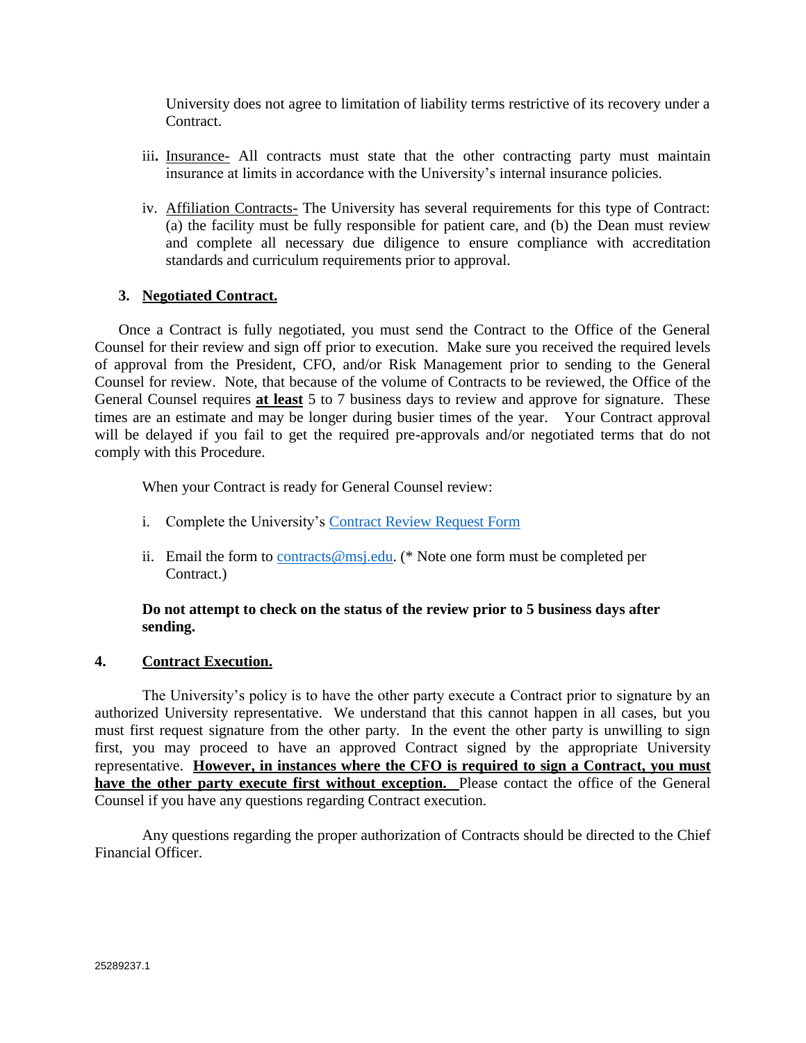University does not agree to limitation of liability terms restrictive of its recovery under a Contract.

iii. <u>Insurance-</u> All contracts must state that the other contracting party must maintain insurance at limits in accordance with the University's internal insurance policies.

iv. <u>Affiliation Contracts-</u> The University has several requirements for this type of Contract: (a) the facility must be fully responsible for patient care, and (b) the Dean must review and complete all necessary due diligence to ensure compliance with accreditation standards and curriculum requirements prior to approval.

**3. <u>Negotiated Contract.</u>**

Once a Contract is fully negotiated, you must send the Contract to the Office of the General Counsel for their review and sign off prior to execution. Make sure you received the required levels of approval from the President, CFO, and/or Risk Management prior to sending to the General Counsel for review. Note, that because of the volume of Contracts to be reviewed, the Office of the General Counsel requires **<u>at least</u>** 5 to 7 business days to review and approve for signature. These times are an estimate and may be longer during busier times of the year. Your Contract approval will be delayed if you fail to get the required pre-approvals and/or negotiated terms that do not comply with this Procedure.

When your Contract is ready for General Counsel review:

i. Complete the University's [Contract Review Request Form]

ii. Email the form to contracts@msj.edu. (* Note one form must be completed per Contract.)

**Do not attempt to check on the status of the review prior to 5 business days after sending.**

**4. <u>Contract Execution.</u>**

The University's policy is to have the other party execute a Contract prior to signature by an authorized University representative. We understand that this cannot happen in all cases, but you must first request signature from the other party. In the event the other party is unwilling to sign first, you may proceed to have an approved Contract signed by the appropriate University representative. **<u>However, in instances where the CFO is required to sign a Contract, you must have the other party execute first without exception.</u>** Please contact the office of the General Counsel if you have any questions regarding Contract execution.

Any questions regarding the proper authorization of Contracts should be directed to the Chief Financial Officer.

25289237.1